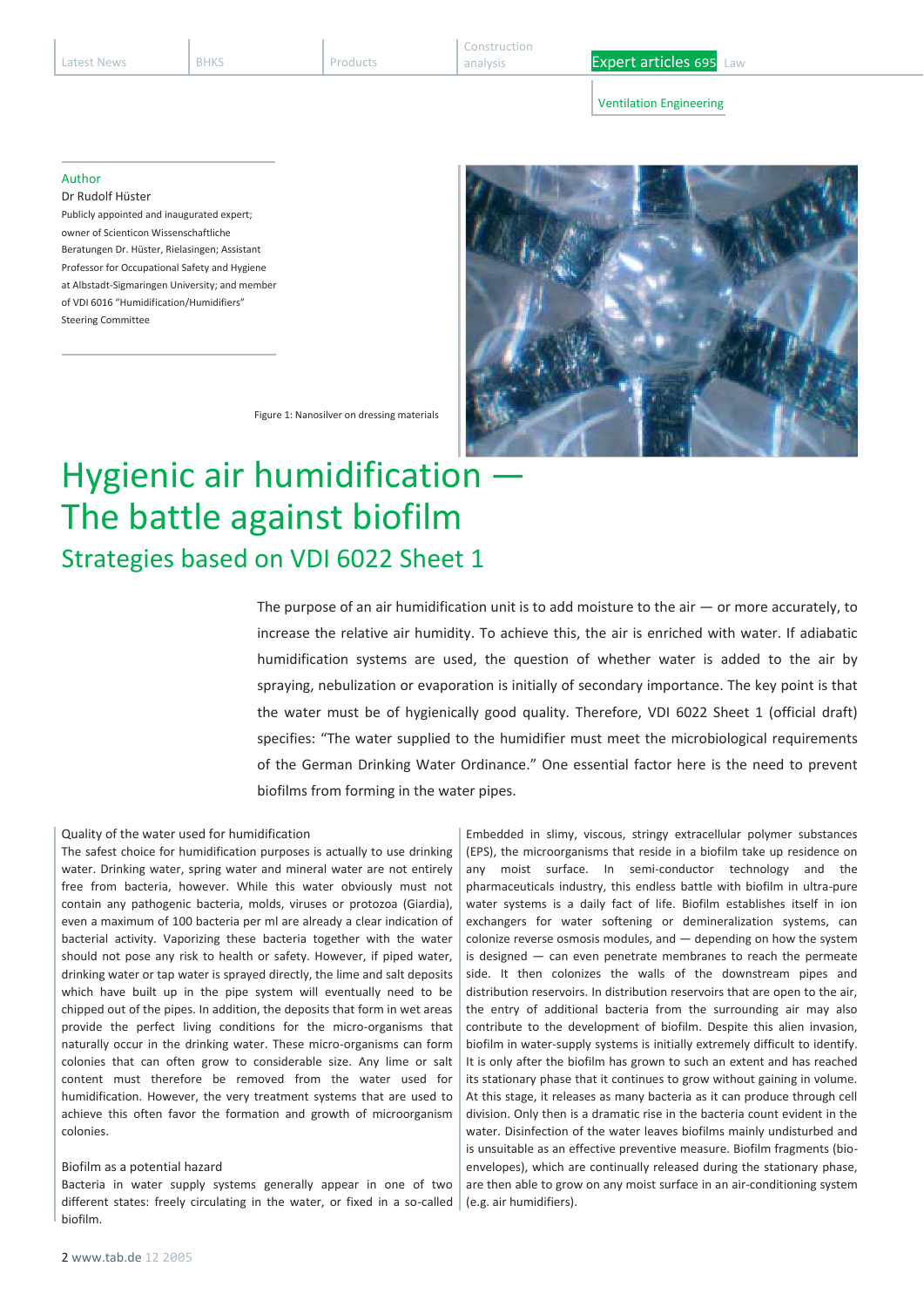Author
Dr Rudolf Hüster
Publicly appointed and inaugurated expert; owner of Scienticon Wissenschaftliche Beratungen Dr. Hüster, Rielasingen; Assistant Professor for Occupational Safety and Hygiene at Albstadt-Sigmaringen University; and member of VDI 6016 “Humidification/Humidifiers” Steering Committee

Figure 1: Nanosilver on dressing materials

# Hygienic air humidification — The battle against biofilm

## Strategies based on VDI 6022 Sheet 1

The purpose of an air humidification unit is to add moisture to the air — or more accurately, to increase the relative air humidity. To achieve this, the air is enriched with water. If adiabatic humidification systems are used, the question of whether water is added to the air by spraying, nebulization or evaporation is initially of secondary importance. The key point is that the water must be of hygienically good quality. Therefore, VDI 6022 Sheet 1 (official draft) specifies: “The water supplied to the humidifier must meet the microbiological requirements of the German Drinking Water Ordinance.” One essential factor here is the need to prevent biofilms from forming in the water pipes.

### Quality of the water used for humidification

The safest choice for humidification purposes is actually to use drinking water. Drinking water, spring water and mineral water are not entirely free from bacteria, however. While this water obviously must not contain any pathogenic bacteria, molds, viruses or protozoa (Giardia), even a maximum of 100 bacteria per ml are already a clear indication of bacterial activity. Vaporizing these bacteria together with the water should not pose any risk to health or safety. However, if piped water, drinking water or tap water is sprayed directly, the lime and salt deposits which have built up in the pipe system will eventually need to be chipped out of the pipes. In addition, the deposits that form in wet areas provide the perfect living conditions for the micro-organisms that naturally occur in the drinking water. These micro-organisms can form colonies that can often grow to considerable size. Any lime or salt content must therefore be removed from the water used for humidification. However, the very treatment systems that are used to achieve this often favor the formation and growth of microorganism colonies.

### Biofilm as a potential hazard

Bacteria in water supply systems generally appear in one of two different states: freely circulating in the water, or fixed in a so-called biofilm.

Embedded in slimy, viscous, stringy extracellular polymer substances (EPS), the microorganisms that reside in a biofilm take up residence on any moist surface. In semi-conductor technology and the pharmaceuticals industry, this endless battle with biofilm in ultra-pure water systems is a daily fact of life. Biofilm establishes itself in ion exchangers for water softening or demineralization systems, can colonize reverse osmosis modules, and — depending on how the system is designed — can even penetrate membranes to reach the permeate side. It then colonizes the walls of the downstream pipes and distribution reservoirs. In distribution reservoirs that are open to the air, the entry of additional bacteria from the surrounding air may also contribute to the development of biofilm. Despite this alien invasion, biofilm in water-supply systems is initially extremely difficult to identify. It is only after the biofilm has grown to such an extent and has reached its stationary phase that it continues to grow without gaining in volume. At this stage, it releases as many bacteria as it can produce through cell division. Only then is a dramatic rise in the bacteria count evident in the water. Disinfection of the water leaves biofilms mainly undisturbed and is unsuitable as an effective preventive measure. Biofilm fragments (bio-envelopes), which are continually released during the stationary phase, are then able to grow on any moist surface in an air-conditioning system (e.g. air humidifiers).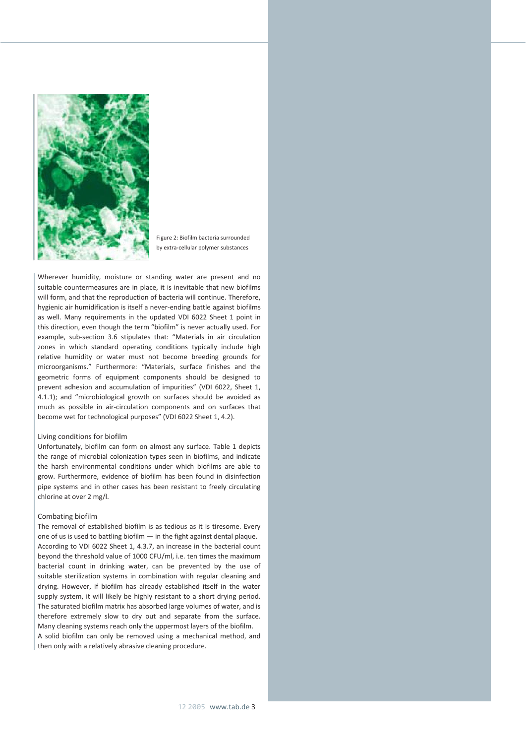Figure 2: Biofilm bacteria surrounded by extra-cellular polymer substances

Wherever humidity, moisture or standing water are present and no suitable countermeasures are in place, it is inevitable that new biofilms will form, and that the reproduction of bacteria will continue. Therefore, hygienic air humidification is itself a never-ending battle against biofilms as well. Many requirements in the updated VDI 6022 Sheet 1 point in this direction, even though the term "biofilm" is never actually used. For example, sub-section 3.6 stipulates that: "Materials in air circulation zones in which standard operating conditions typically include high relative humidity or water must not become breeding grounds for microorganisms." Furthermore: "Materials, surface finishes and the geometric forms of equipment components should be designed to prevent adhesion and accumulation of impurities" (VDI 6022, Sheet 1, 4.1.1); and "microbiological growth on surfaces should be avoided as much as possible in air-circulation components and on surfaces that become wet for technological purposes" (VDI 6022 Sheet 1, 4.2).

## Living conditions for biofilm

Unfortunately, biofilm can form on almost any surface. Table 1 depicts the range of microbial colonization types seen in biofilms, and indicate the harsh environmental conditions under which biofilms are able to grow. Furthermore, evidence of biofilm has been found in disinfection pipe systems and in other cases has been resistant to freely circulating chlorine at over 2 mg/l.

## Combating biofilm

The removal of established biofilm is as tedious as it is tiresome. Every one of us is used to battling biofilm — in the fight against dental plaque. According to VDI 6022 Sheet 1, 4.3.7, an increase in the bacterial count beyond the threshold value of 1000 CFU/ml, i.e. ten times the maximum bacterial count in drinking water, can be prevented by the use of suitable sterilization systems in combination with regular cleaning and drying. However, if biofilm has already established itself in the water supply system, it will likely be highly resistant to a short drying period. The saturated biofilm matrix has absorbed large volumes of water, and is therefore extremely slow to dry out and separate from the surface. Many cleaning systems reach only the uppermost layers of the biofilm.
A solid biofilm can only be removed using a mechanical method, and then only with a relatively abrasive cleaning procedure.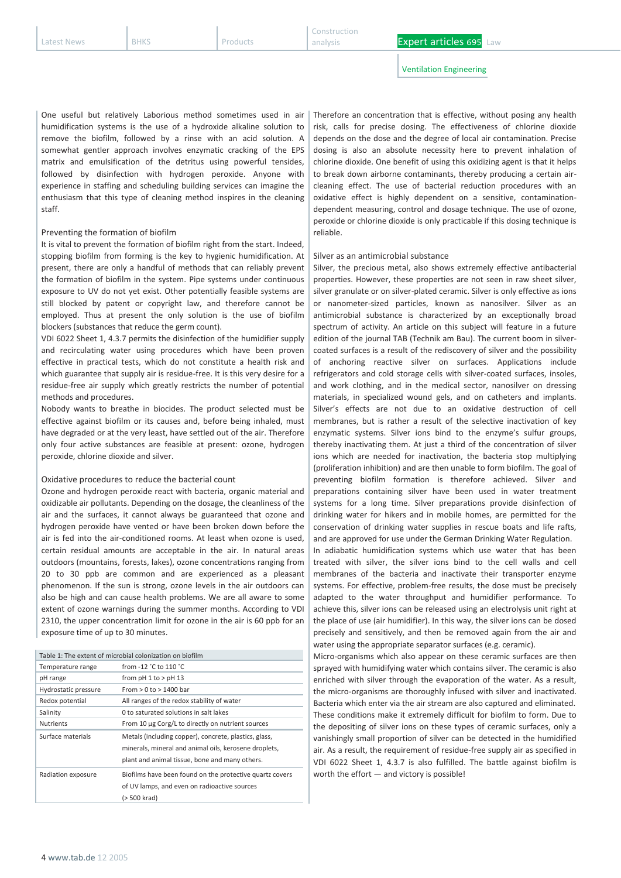One useful but relatively Laborious method sometimes used in air humidification systems is the use of a hydroxide alkaline solution to remove the biofilm, followed by a rinse with an acid solution. A somewhat gentler approach involves enzymatic cracking of the EPS matrix and emulsification of the detritus using powerful tensides, followed by disinfection with hydrogen peroxide. Anyone with experience in staffing and scheduling building services can imagine the enthusiasm that this type of cleaning method inspires in the cleaning staff.

### Preventing the formation of biofilm

It is vital to prevent the formation of biofilm right from the start. Indeed, stopping biofilm from forming is the key to hygienic humidification. At present, there are only a handful of methods that can reliably prevent the formation of biofilm in the system. Pipe systems under continuous exposure to UV do not yet exist. Other potentially feasible systems are still blocked by patent or copyright law, and therefore cannot be employed. Thus at present the only solution is the use of biofilm blockers (substances that reduce the germ count).

VDI 6022 Sheet 1, 4.3.7 permits the disinfection of the humidifier supply and recirculating water using procedures which have been proven effective in practical tests, which do not constitute a health risk and which guarantee that supply air is residue-free. It is this very desire for a residue-free air supply which greatly restricts the number of potential methods and procedures.

Nobody wants to breathe in biocides. The product selected must be effective against biofilm or its causes and, before being inhaled, must have degraded or at the very least, have settled out of the air. Therefore only four active substances are feasible at present: ozone, hydrogen peroxide, chlorine dioxide and silver.

### Oxidative procedures to reduce the bacterial count

Ozone and hydrogen peroxide react with bacteria, organic material and oxidizable air pollutants. Depending on the dosage, the cleanliness of the air and the surfaces, it cannot always be guaranteed that ozone and hydrogen peroxide have vented or have been broken down before the air is fed into the air-conditioned rooms. At least when ozone is used, certain residual amounts are acceptable in the air. In natural areas outdoors (mountains, forests, lakes), ozone concentrations ranging from 20 to 30 ppb are common and are experienced as a pleasant phenomenon. If the sun is strong, ozone levels in the air outdoors can also be high and can cause health problems. We are all aware to some extent of ozone warnings during the summer months. According to VDI 2310, the upper concentration limit for ozone in the air is 60 ppb for an exposure time of up to 30 minutes.

Table 1: The extent of microbial colonization on biofilm

| | |
|---|---|
| Temperature range | from -12 °C to 110 °C |
| pH range | from pH 1 to > pH 13 |
| Hydrostatic pressure | From > 0 to > 1400 bar |
| Redox potential | All ranges of the redox stability of water |
| Salinity | 0 to saturated solutions in salt lakes |
| Nutrients | From 10 µg Corg/L to directly on nutrient sources |
| Surface materials | Metals (including copper), concrete, plastics, glass, minerals, mineral and animal oils, kerosene droplets, plant and animal tissue, bone and many others. |
| Radiation exposure | Biofilms have been found on the protective quartz covers of UV lamps, and even on radioactive sources (> 500 krad) |

Therefore an concentration that is effective, without posing any health risk, calls for precise dosing. The effectiveness of chlorine dioxide depends on the dose and the degree of local air contamination. Precise dosing is also an absolute necessity here to prevent inhalation of chlorine dioxide. One benefit of using this oxidizing agent is that it helps to break down airborne contaminants, thereby producing a certain air-cleaning effect. The use of bacterial reduction procedures with an oxidative effect is highly dependent on a sensitive, contamination-dependent measuring, control and dosage technique. The use of ozone, peroxide or chlorine dioxide is only practicable if this dosing technique is reliable.

### Silver as an antimicrobial substance

Silver, the precious metal, also shows extremely effective antibacterial properties. However, these properties are not seen in raw sheet silver, silver granulate or on silver-plated ceramic. Silver is only effective as ions or nanometer-sized particles, known as nanosilver. Silver as an antimicrobial substance is characterized by an exceptionally broad spectrum of activity. An article on this subject will feature in a future edition of the journal TAB (Technik am Bau). The current boom in silver-coated surfaces is a result of the rediscovery of silver and the possibility of anchoring reactive silver on surfaces. Applications include refrigerators and cold storage cells with silver-coated surfaces, insoles, and work clothing, and in the medical sector, nanosilver on dressing materials, in specialized wound gels, and on catheters and implants. Silver's effects are not due to an oxidative destruction of cell membranes, but is rather a result of the selective inactivation of key enzymatic systems. Silver ions bind to the enzyme's sulfur groups, thereby inactivating them. At just a third of the concentration of silver ions which are needed for inactivation, the bacteria stop multiplying (proliferation inhibition) and are then unable to form biofilm. The goal of preventing biofilm formation is therefore achieved. Silver and preparations containing silver have been used in water treatment systems for a long time. Silver preparations provide disinfection of drinking water for hikers and in mobile homes, are permitted for the conservation of drinking water supplies in rescue boats and life rafts, and are approved for use under the German Drinking Water Regulation.

In adiabatic humidification systems which use water that has been treated with silver, the silver ions bind to the cell walls and cell membranes of the bacteria and inactivate their transporter enzyme systems. For effective, problem-free results, the dose must be precisely adapted to the water throughput and humidifier performance. To achieve this, silver ions can be released using an electrolysis unit right at the place of use (air humidifier). In this way, the silver ions can be dosed precisely and sensitively, and then be removed again from the air and water using the appropriate separator surfaces (e.g. ceramic).

Micro-organisms which also appear on these ceramic surfaces are then sprayed with humidifying water which contains silver. The ceramic is also enriched with silver through the evaporation of the water. As a result, the micro-organisms are thoroughly infused with silver and inactivated. Bacteria which enter via the air stream are also captured and eliminated. These conditions make it extremely difficult for biofilm to form. Due to the depositing of silver ions on these types of ceramic surfaces, only a vanishingly small proportion of silver can be detected in the humidified air. As a result, the requirement of residue-free supply air as specified in VDI 6022 Sheet 1, 4.3.7 is also fulfilled. The battle against biofilm is worth the effort — and victory is possible!